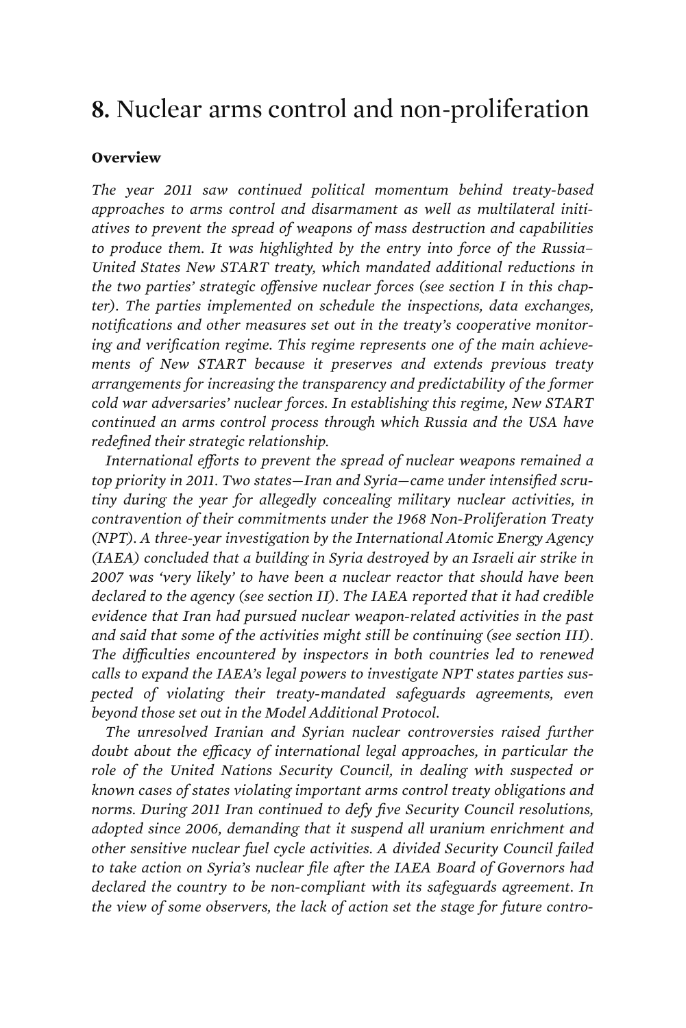# **8.** Nuclear arms control and non-proliferation

**Overview**

*The year 2011 saw continued political momentum behind treaty-based approaches to arms control and disarmament as well as multilateral initiatives to prevent the spread of weapons of mass destruction and capabilities to produce them. It was highlighted by the entry into force of the Russia–United States New START treaty, which mandated additional reductions in the two parties' strategic offensive nuclear forces (see section I in this chapter). The parties implemented on schedule the inspections, data exchanges, notifications and other measures set out in the treaty's cooperative monitoring and verification regime. This regime represents one of the main achievements of New START because it preserves and extends previous treaty arrangements for increasing the transparency and predictability of the former cold war adversaries' nuclear forces. In establishing this regime, New START continued an arms control process through which Russia and the USA have redefined their strategic relationship.*

*International efforts to prevent the spread of nuclear weapons remained a top priority in 2011. Two states—Iran and Syria—came under intensified scrutiny during the year for allegedly concealing military nuclear activities, in contravention of their commitments under the 1968 Non-Proliferation Treaty (NPT). A three-year investigation by the International Atomic Energy Agency (IAEA) concluded that a building in Syria destroyed by an Israeli air strike in 2007 was 'very likely' to have been a nuclear reactor that should have been declared to the agency (see section II). The IAEA reported that it had credible evidence that Iran had pursued nuclear weapon-related activities in the past and said that some of the activities might still be continuing (see section III). The difficulties encountered by inspectors in both countries led to renewed calls to expand the IAEA's legal powers to investigate NPT states parties suspected of violating their treaty-mandated safeguards agreements, even beyond those set out in the Model Additional Protocol.*

*The unresolved Iranian and Syrian nuclear controversies raised further doubt about the efficacy of international legal approaches, in particular the role of the United Nations Security Council, in dealing with suspected or known cases of states violating important arms control treaty obligations and norms. During 2011 Iran continued to defy five Security Council resolutions, adopted since 2006, demanding that it suspend all uranium enrichment and other sensitive nuclear fuel cycle activities. A divided Security Council failed to take action on Syria's nuclear file after the IAEA Board of Governors had declared the country to be non-compliant with its safeguards agreement. In the view of some observers, the lack of action set the stage for future contro-*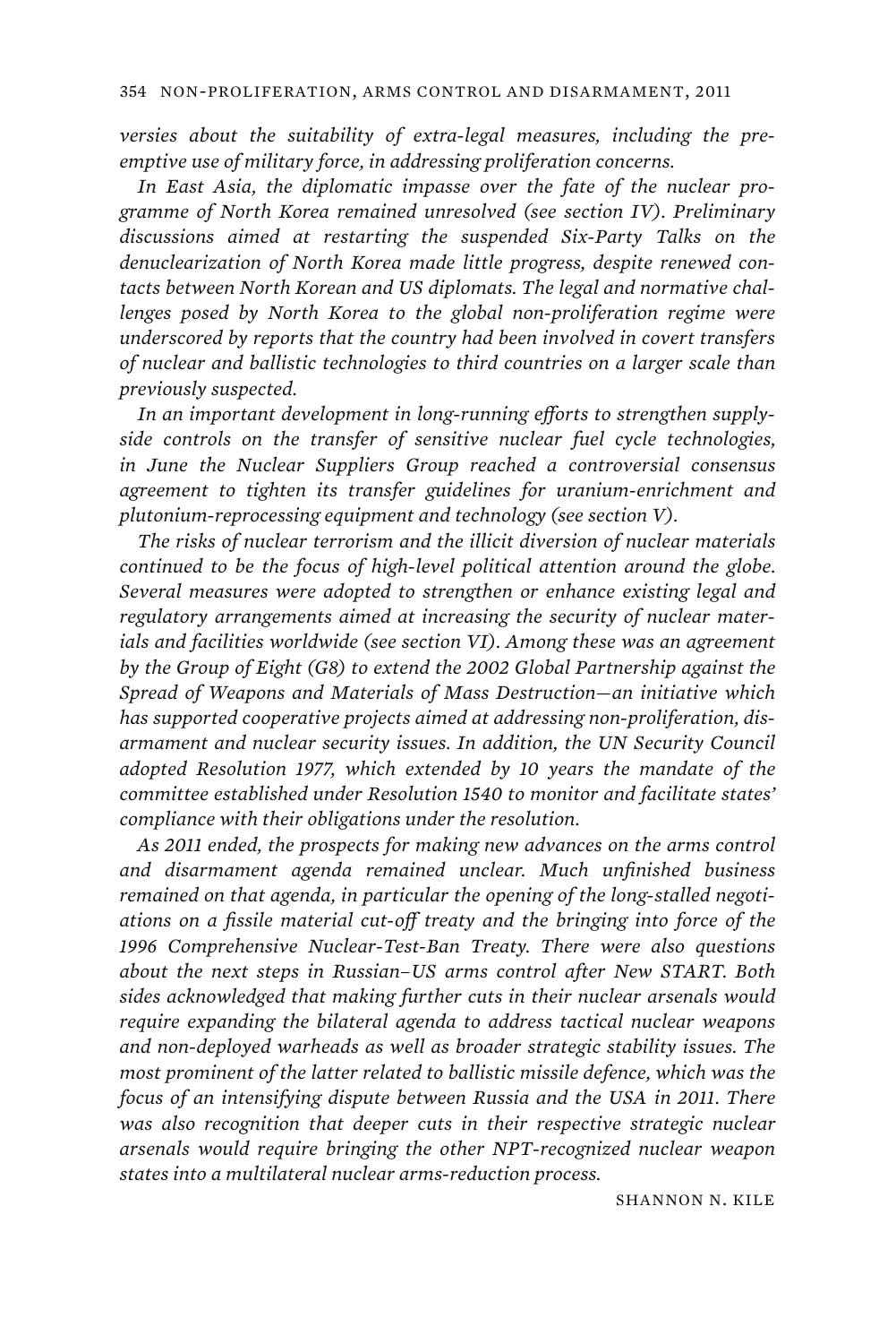*versies about the suitability of extra-legal measures, including the pre-emptive use of military force, in addressing proliferation concerns.*

*In East Asia, the diplomatic impasse over the fate of the nuclear programme of North Korea remained unresolved (see section IV). Preliminary discussions aimed at restarting the suspended Six-Party Talks on the denuclearization of North Korea made little progress, despite renewed contacts between North Korean and US diplomats. The legal and normative challenges posed by North Korea to the global non-proliferation regime were underscored by reports that the country had been involved in covert transfers of nuclear and ballistic technologies to third countries on a larger scale than previously suspected.*

*In an important development in long-running efforts to strengthen supply-side controls on the transfer of sensitive nuclear fuel cycle technologies, in June the Nuclear Suppliers Group reached a controversial consensus agreement to tighten its transfer guidelines for uranium-enrichment and plutonium-reprocessing equipment and technology (see section V).*

*The risks of nuclear terrorism and the illicit diversion of nuclear materials continued to be the focus of high-level political attention around the globe. Several measures were adopted to strengthen or enhance existing legal and regulatory arrangements aimed at increasing the security of nuclear materials and facilities worldwide (see section VI). Among these was an agreement by the Group of Eight (G8) to extend the 2002 Global Partnership against the Spread of Weapons and Materials of Mass Destruction—an initiative which has supported cooperative projects aimed at addressing non-proliferation, disarmament and nuclear security issues. In addition, the UN Security Council adopted Resolution 1977, which extended by 10 years the mandate of the committee established under Resolution 1540 to monitor and facilitate states' compliance with their obligations under the resolution.*

*As 2011 ended, the prospects for making new advances on the arms control and disarmament agenda remained unclear. Much unfinished business remained on that agenda, in particular the opening of the long-stalled negotiations on a fissile material cut-off treaty and the bringing into force of the 1996 Comprehensive Nuclear-Test-Ban Treaty. There were also questions about the next steps in Russian–US arms control after New START. Both sides acknowledged that making further cuts in their nuclear arsenals would require expanding the bilateral agenda to address tactical nuclear weapons and non-deployed warheads as well as broader strategic stability issues. The most prominent of the latter related to ballistic missile defence, which was the focus of an intensifying dispute between Russia and the USA in 2011. There was also recognition that deeper cuts in their respective strategic nuclear arsenals would require bringing the other NPT-recognized nuclear weapon states into a multilateral nuclear arms-reduction process.*

SHANNON N. KILE